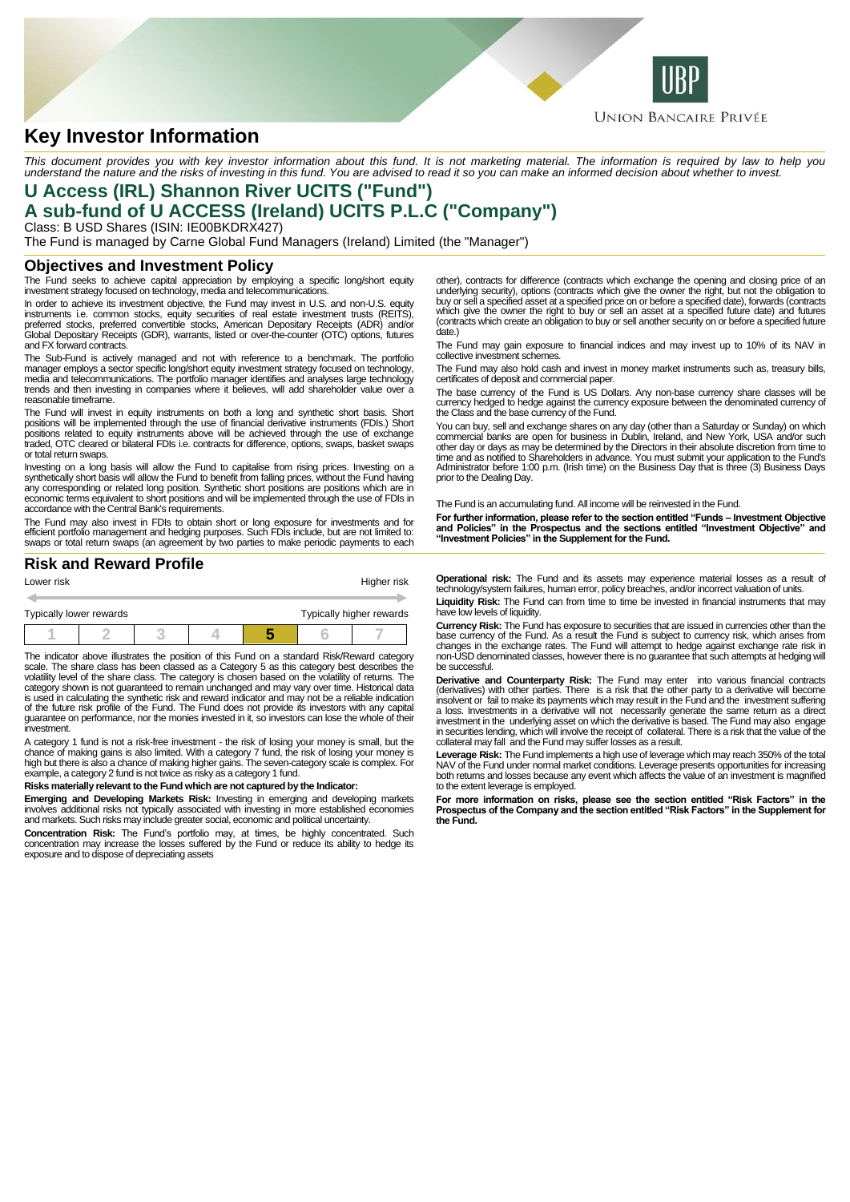UBP

UNION BANCAIRE PRIVÉE

# Key Investor Information

*This document provides you with key investor information about this fund. It is not marketing material. The information is required by law to help you understand the nature and the risks of investing in this fund. You are advised to read it so you can make an informed decision about whether to invest.*

## U Access (IRL) Shannon River UCITS ("Fund")
## A sub-fund of U ACCESS (Ireland) UCITS P.L.C ("Company")

Class: B USD Shares (ISIN: IE00BKDRX427)

The Fund is managed by Carne Global Fund Managers (Ireland) Limited (the "Manager")

## Objectives and Investment Policy

The Fund seeks to achieve capital appreciation by employing a specific long/short equity investment strategy focused on technology, media and telecommunications.

In order to achieve its investment objective, the Fund may invest in U.S. and non-U.S. equity instruments i.e. common stocks, equity securities of real estate investment trusts (REITS), preferred stocks, preferred convertible stocks, American Depositary Receipts (ADR) and/or Global Depositary Receipts (GDR), warrants, listed or over-the-counter (OTC) options, futures and FX forward contracts.

The Sub-Fund is actively managed and not with reference to a benchmark. The portfolio manager employs a sector specific long/short equity investment strategy focused on technology, media and telecommunications. The portfolio manager identifies and analyses large technology trends and then investing in companies where it believes, will add shareholder value over a reasonable timeframe.

The Fund will invest in equity instruments on both a long and synthetic short basis. Short positions will be implemented through the use of financial derivative instruments (FDIs.) Short positions related to equity instruments above will be achieved through the use of exchange traded, OTC cleared or bilateral FDIs i.e. contracts for difference, options, swaps, basket swaps or total return swaps.

Investing on a long basis will allow the Fund to capitalise from rising prices. Investing on a synthetically short basis will allow the Fund to benefit from falling prices, without the Fund having any corresponding or related long position. Synthetic short positions are positions which are in economic terms equivalent to short positions and will be implemented through the use of FDIs in accordance with the Central Bank's requirements.

The Fund may also invest in FDIs to obtain short or long exposure for investments and for efficient portfolio management and hedging purposes. Such FDIs include, but are not limited to: swaps or total return swaps (an agreement by two parties to make periodic payments to each other), contracts for difference (contracts which exchange the opening and closing price of an underlying security), options (contracts which give the owner the right, but not the obligation to buy or sell a specified asset at a specified price on or before a specified date), forwards (contracts which give the owner the right to buy or sell an asset at a specified future date) and futures (contracts which create an obligation to buy or sell another security on or before a specified future date.)

The Fund may gain exposure to financial indices and may invest up to 10% of its NAV in collective investment schemes.

The Fund may also hold cash and invest in money market instruments such as, treasury bills, certificates of deposit and commercial paper.

The base currency of the Fund is US Dollars. Any non-base currency share classes will be currency hedged to hedge against the currency exposure between the denominated currency of the Class and the base currency of the Fund.

You can buy, sell and exchange shares on any day (other than a Saturday or Sunday) on which commercial banks are open for business in Dublin, Ireland, and New York, USA and/or such other day or days as may be determined by the Directors in their absolute discretion from time to time as notified to Shareholders in advance. You must submit your application to the Fund's Administrator before 1:00 p.m. (Irish time) on the Business Day that is three (3) Business Days prior to the Dealing Day.

The Fund is an accumulating fund. All income will be reinvested in the Fund.

**For further information, please refer to the section entitled "Funds – Investment Objective and Policies" in the Prospectus and the sections entitled "Investment Objective" and "Investment Policies" in the Supplement for the Fund.**

## Risk and Reward Profile

Lower risk — Higher risk

Typically lower rewards — Typically higher rewards

| 1 | 2 | 3 | 4 | **5** | 6 | 7 |
|---|---|---|---|---|---|---|

The indicator above illustrates the position of this Fund on a standard Risk/Reward category scale. The share class has been classed as a Category 5 as this category best describes the volatility level of the share class. The category is chosen based on the volatility of returns. The category chosen is not guaranteed to remain unchanged and may vary over time. Historical data is used in calculating the synthetic risk and reward indicator and may not be a reliable indication of the future risk profile of the Fund. The Fund does not provide its investors with any capital guarantee on performance, nor the monies invested in it, so investors can lose the whole of their investment.

A category 1 fund is not a risk-free investment - the risk of losing your money is small, but the chance of making gains is also limited. With a category 7 fund, the risk of losing your money is high but there is also a chance of making higher gains. The seven-category scale is complex. For example, a category 2 fund is not twice as risky as a category 1 fund.

**Risks materially relevant to the Fund which are not captured by the Indicator:**

**Emerging and Developing Markets Risk:** Investing in emerging and developing markets involves additional risks not typically associated with investing in more established economies and markets. Such risks may include greater social, economic and political uncertainty.

**Concentration Risk:** The Fund's portfolio may, at times, be highly concentrated. Such concentration may increase the losses suffered by the Fund or reduce its ability to hedge its exposure and to dispose of depreciating assets

**Operational risk:** The Fund and its assets may experience material losses as a result of technology/system failures, human error, policy breaches, and/or incorrect valuation of units.

**Liquidity Risk:** The Fund can from time to time be invested in financial instruments that may have low levels of liquidity.

**Currency Risk:** The Fund has exposure to securities that are issued in currencies other than the base currency of the Fund. As a result the Fund is subject to currency risk, which arises from changes in the exchange rates. The Fund will attempt to hedge against exchange rate risk in non-USD denominated classes, however there is no guarantee that such attempts at hedging will be successful.

**Derivative and Counterparty Risk:** The Fund may enter into various financial contracts (derivatives) with other parties. There is a risk that the other party to a derivative will become insolvent or fail to make its payments which may result in the Fund and the investment suffering a loss. Investments in a derivative will not necessarily generate the same return as a direct investment in the underlying asset on which the derivative is based. The Fund may also engage in securities lending, which will involve the receipt of collateral. There is a risk that the value of the collateral may fall and the Fund may suffer losses as a result.

**Leverage Risk:** The Fund implements a high use of leverage which may reach 350% of the total NAV of the Fund under normal market conditions. Leverage presents opportunities for increasing both returns and losses because any event which affects the value of an investment is magnified to the extent leverage is employed.

**For more information on risks, please see the section entitled "Risk Factors" in the Prospectus of the Company and the section entitled "Risk Factors" in the Supplement for the Fund.**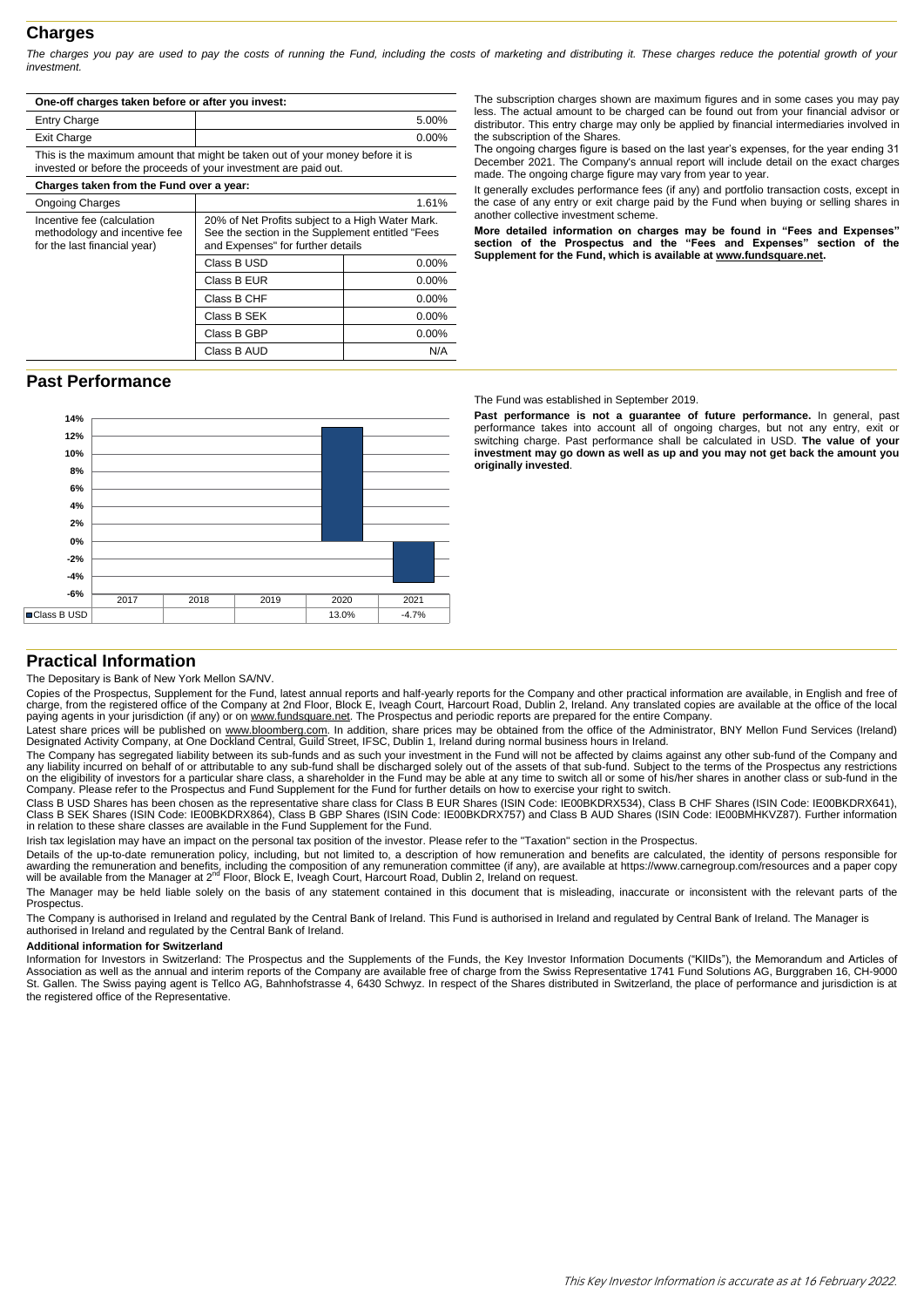## Charges

*The charges you pay are used to pay the costs of running the Fund, including the costs of marketing and distributing it. These charges reduce the potential growth of your investment.*

| **One-off charges taken before or after you invest:** | | |
|---|---|---|
| Entry Charge | | 5.00% |
| Exit Charge | | 0.00% |
| This is the maximum amount that might be taken out of your money before it is invested or before the proceeds of your investment are paid out. | | |
| **Charges taken from the Fund over a year:** | | |
| Ongoing Charges | | 1.61% |
| Incentive fee (calculation methodology and incentive fee for the last financial year) | 20% of Net Profits subject to a High Water Mark. See the section in the Supplement entitled "Fees and Expenses" for further details | |
| | Class B USD | 0.00% |
| | Class B EUR | 0.00% |
| | Class B CHF | 0.00% |
| | Class B SEK | 0.00% |
| | Class B GBP | 0.00% |
| | Class B AUD | N/A |

The subscription charges shown are maximum figures and in some cases you may pay less. The actual amount to be charged can be found out from your financial advisor or distributor. This entry charge may only be applied by financial intermediaries involved in the subscription of the Shares.

The ongoing charges figure is based on the last year's expenses, for the year ending 31 December 2021. The Company's annual report will include detail on the exact charges made. The ongoing charge figure may vary from year to year.

It generally excludes performance fees (if any) and portfolio transaction costs, except in the case of any entry or exit charge paid by the Fund when buying or selling shares in another collective investment scheme.

**More detailed information on charges may be found in "Fees and Expenses" section of the Prospectus and the "Fees and Expenses" section of the Supplement for the Fund, which is available at www.fundsquare.net.**

## Past Performance

14%
12%
10%
8%
6%
4%
2%
0%
-2%
-4%
-6%

2017 2018 2019 2020 2021

Class B USD 13.0% -4.7%

The Fund was established in September 2019.

**Past performance is not a guarantee of future performance.** In general, past performance takes into account all of ongoing charges, but not any entry, exit or switching charge. Past performance shall be calculated in USD. **The value of your investment may go down as well as up and you may not get back the amount you originally invested**.

## Practical Information

The Depositary is Bank of New York Mellon SA/NV.

Copies of the Prospectus, Supplement for the Fund, latest annual reports and half-yearly reports for the Company and other practical information are available, in English and free of charge, from the registered office of the Company at 2nd Floor, Block E, Iveagh Court, Harcourt Road, Dublin 2, Ireland. Any translated copies are available at the office of the local paying agents in your jurisdiction (if any) or on www.fundsquare.net. The Prospectus and periodic reports are prepared for the entire Company.

Latest share prices will be published on www.bloomberg.com. In addition, share prices may be obtained from the office of the Administrator, BNY Mellon Fund Services (Ireland) Designated Activity Company, at One Dockland Central, Guild Street, IFSC, Dublin 1, Ireland during normal business hours in Ireland.

The Company has segregated liability between its sub-funds and as such your investment in the Fund will not be affected by claims against any other sub-fund of the Company and any liability incurred on behalf of or attributable to any sub-fund shall be discharged solely out of the assets of that sub-fund. Subject to the terms of the Prospectus any restrictions on the eligibility of investors for a particular share class, a shareholder in the Fund may be able at any time to switch all or some of his/her shares in another class or sub-fund in the Company. Please refer to the Prospectus and Fund Supplement for the Fund for further details on how to exercise your right to switch.

Class B USD Shares has been chosen as the representative share class for Class B EUR Shares (ISIN Code: IE00BKDRX534), Class B CHF Shares (ISIN Code: IE00BKDRX641), Class B SEK Shares (ISIN Code: IE00BKDRX864), Class B GBP Shares (ISIN Code: IE00BKDRX757) and Class B AUD Shares (ISIN Code: IE00BMHKVZ87). Further information in relation to these share classes are available in the Fund Supplement for the Fund.

Irish tax legislation may have an impact on the personal tax position of the investor. Please refer to the "Taxation" section in the Prospectus.

Details of the up-to-date remuneration policy, including, but not limited to, a description of how remuneration and benefits are calculated, the identity of persons responsible for awarding the remuneration and benefits, including the composition of any remuneration committee (if any), are available at https://www.carnegroup.com/resources and a paper copy will be available from the Manager at 2nd Floor, Block E, Iveagh Court, Harcourt Road, Dublin 2, Ireland on request.

The Manager may be held liable solely on the basis of any statement contained in this document that is misleading, inaccurate or inconsistent with the relevant parts of the Prospectus.

The Company is authorised in Ireland and regulated by the Central Bank of Ireland. This Fund is authorised in Ireland and regulated by Central Bank of Ireland. The Manager is authorised in Ireland and regulated by the Central Bank of Ireland.

**Additional information for Switzerland**

Information for Investors in Switzerland: The Prospectus and the Supplements of the Funds, the Key Investor Information Documents ("KIIDs"), the Memorandum and Articles of Association as well as the annual and interim reports of the Company are available free of charge from the Swiss Representative 1741 Fund Solutions AG, Burggraben 16, CH-9000 St. Gallen. The Swiss paying agent is Tellco AG, Bahnhofstrasse 4, 6430 Schwyz. In respect of the Shares distributed in Switzerland, the place of performance and jurisdiction is at the registered office of the Representative.

*This Key Investor Information is accurate as at 16 February 2022.*